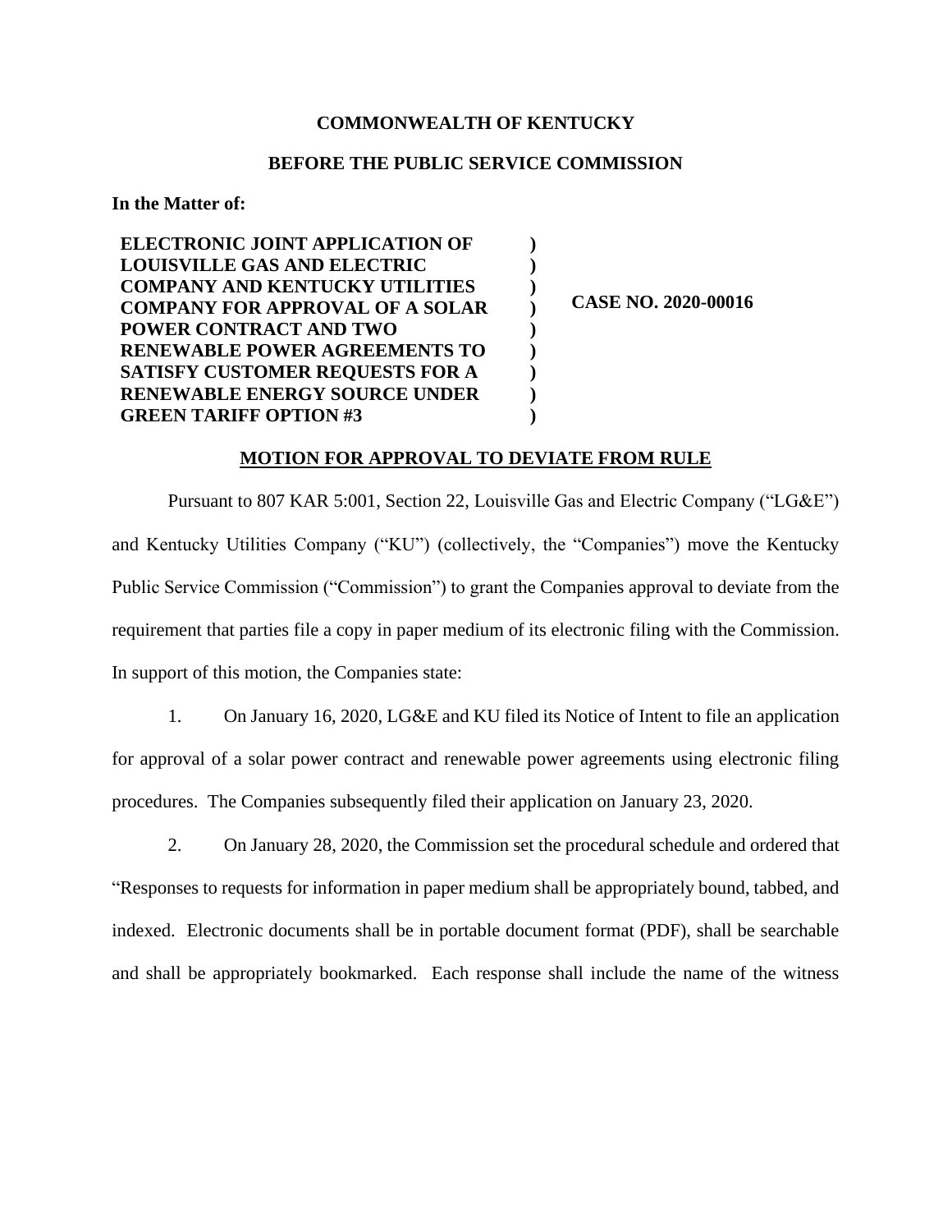**COMMONWEALTH OF KENTUCKY**

**BEFORE THE PUBLIC SERVICE COMMISSION**

**In the Matter of:**

| | | |
|---|---|---|
| **ELECTRONIC JOINT APPLICATION OF LOUISVILLE GAS AND ELECTRIC COMPANY AND KENTUCKY UTILITIES COMPANY FOR APPROVAL OF A SOLAR POWER CONTRACT AND TWO RENEWABLE POWER AGREEMENTS TO SATISFY CUSTOMER REQUESTS FOR A RENEWABLE ENERGY SOURCE UNDER GREEN TARIFF OPTION #3** | **)<br>)<br>)<br>)<br>)<br>)<br>)<br>)<br>)** | **CASE NO. 2020-00016** |

**MOTION FOR APPROVAL TO DEVIATE FROM RULE**

Pursuant to 807 KAR 5:001, Section 22, Louisville Gas and Electric Company ("LG&E") and Kentucky Utilities Company ("KU") (collectively, the "Companies") move the Kentucky Public Service Commission ("Commission") to grant the Companies approval to deviate from the requirement that parties file a copy in paper medium of its electronic filing with the Commission. In support of this motion, the Companies state:

1. On January 16, 2020, LG&E and KU filed its Notice of Intent to file an application for approval of a solar power contract and renewable power agreements using electronic filing procedures. The Companies subsequently filed their application on January 23, 2020.

2. On January 28, 2020, the Commission set the procedural schedule and ordered that "Responses to requests for information in paper medium shall be appropriately bound, tabbed, and indexed. Electronic documents shall be in portable document format (PDF), shall be searchable and shall be appropriately bookmarked. Each response shall include the name of the witness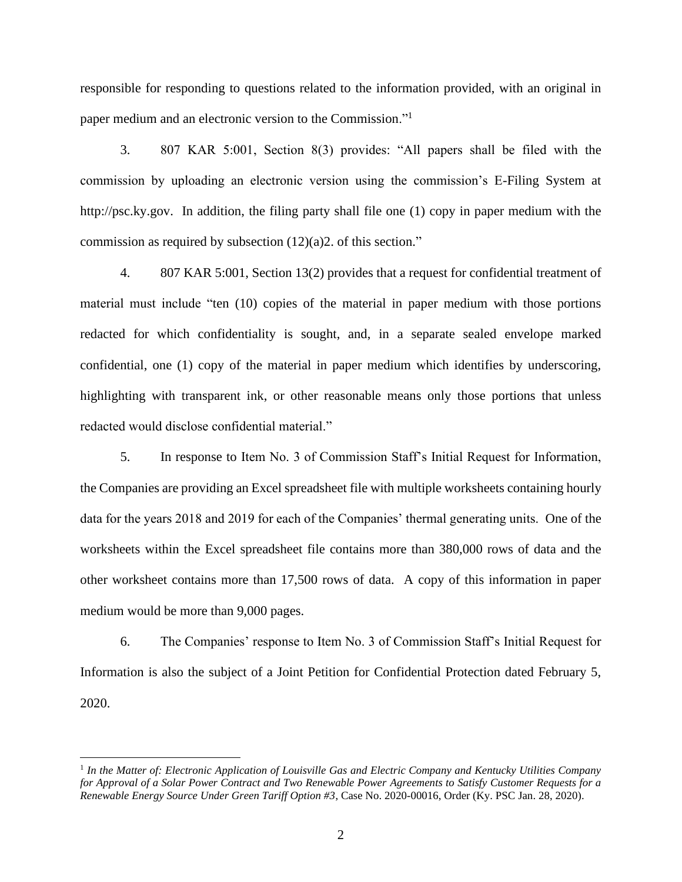responsible for responding to questions related to the information provided, with an original in paper medium and an electronic version to the Commission."[1]

3. 807 KAR 5:001, Section 8(3) provides: "All papers shall be filed with the commission by uploading an electronic version using the commission's E-Filing System at http://psc.ky.gov. In addition, the filing party shall file one (1) copy in paper medium with the commission as required by subsection (12)(a)2. of this section."

4. 807 KAR 5:001, Section 13(2) provides that a request for confidential treatment of material must include "ten (10) copies of the material in paper medium with those portions redacted for which confidentiality is sought, and, in a separate sealed envelope marked confidential, one (1) copy of the material in paper medium which identifies by underscoring, highlighting with transparent ink, or other reasonable means only those portions that unless redacted would disclose confidential material."

5. In response to Item No. 3 of Commission Staff's Initial Request for Information, the Companies are providing an Excel spreadsheet file with multiple worksheets containing hourly data for the years 2018 and 2019 for each of the Companies' thermal generating units. One of the worksheets within the Excel spreadsheet file contains more than 380,000 rows of data and the other worksheet contains more than 17,500 rows of data. A copy of this information in paper medium would be more than 9,000 pages.

6. The Companies' response to Item No. 3 of Commission Staff's Initial Request for Information is also the subject of a Joint Petition for Confidential Protection dated February 5, 2020.

---

[1] *In the Matter of: Electronic Application of Louisville Gas and Electric Company and Kentucky Utilities Company for Approval of a Solar Power Contract and Two Renewable Power Agreements to Satisfy Customer Requests for a Renewable Energy Source Under Green Tariff Option #3*, Case No. 2020-00016, Order (Ky. PSC Jan. 28, 2020).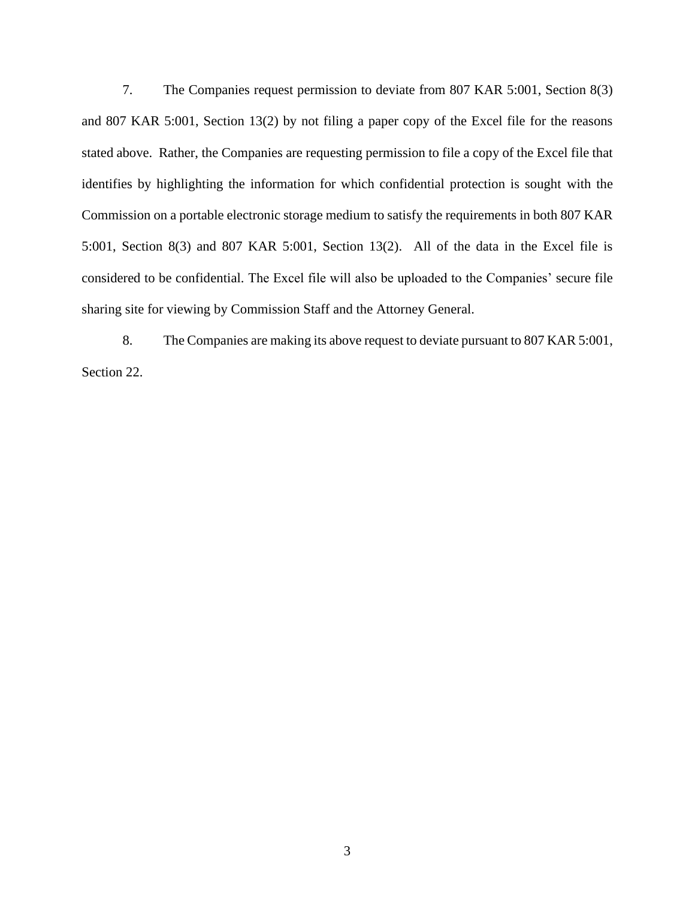7. The Companies request permission to deviate from 807 KAR 5:001, Section 8(3) and 807 KAR 5:001, Section 13(2) by not filing a paper copy of the Excel file for the reasons stated above. Rather, the Companies are requesting permission to file a copy of the Excel file that identifies by highlighting the information for which confidential protection is sought with the Commission on a portable electronic storage medium to satisfy the requirements in both 807 KAR 5:001, Section 8(3) and 807 KAR 5:001, Section 13(2). All of the data in the Excel file is considered to be confidential. The Excel file will also be uploaded to the Companies' secure file sharing site for viewing by Commission Staff and the Attorney General.

8. The Companies are making its above request to deviate pursuant to 807 KAR 5:001, Section 22.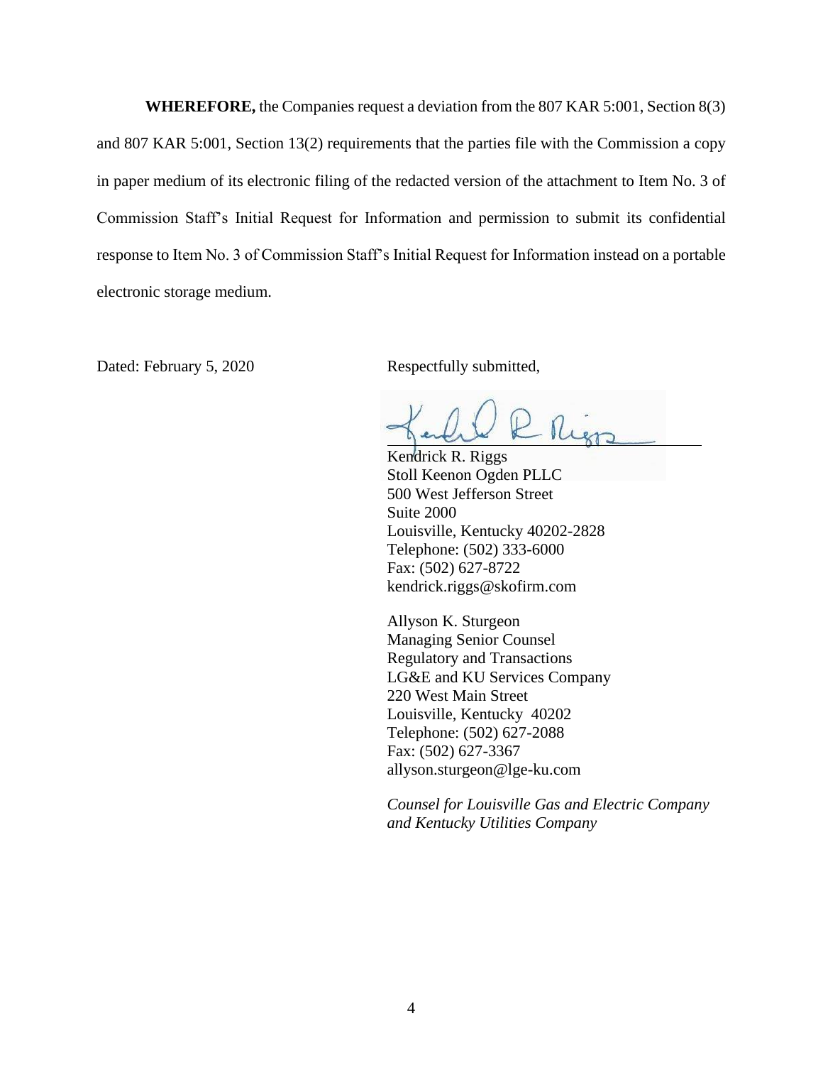**WHEREFORE,** the Companies request a deviation from the 807 KAR 5:001, Section 8(3) and 807 KAR 5:001, Section 13(2) requirements that the parties file with the Commission a copy in paper medium of its electronic filing of the redacted version of the attachment to Item No. 3 of Commission Staff's Initial Request for Information and permission to submit its confidential response to Item No. 3 of Commission Staff's Initial Request for Information instead on a portable electronic storage medium.

Dated: February 5, 2020

Respectfully submitted,

Kendrick R. Riggs
Stoll Keenon Ogden PLLC
500 West Jefferson Street
Suite 2000
Louisville, Kentucky 40202-2828
Telephone: (502) 333-6000
Fax: (502) 627-8722
kendrick.riggs@skofirm.com

Allyson K. Sturgeon
Managing Senior Counsel
Regulatory and Transactions
LG&E and KU Services Company
220 West Main Street
Louisville, Kentucky 40202
Telephone: (502) 627-2088
Fax: (502) 627-3367
allyson.sturgeon@lge-ku.com

*Counsel for Louisville Gas and Electric Company and Kentucky Utilities Company*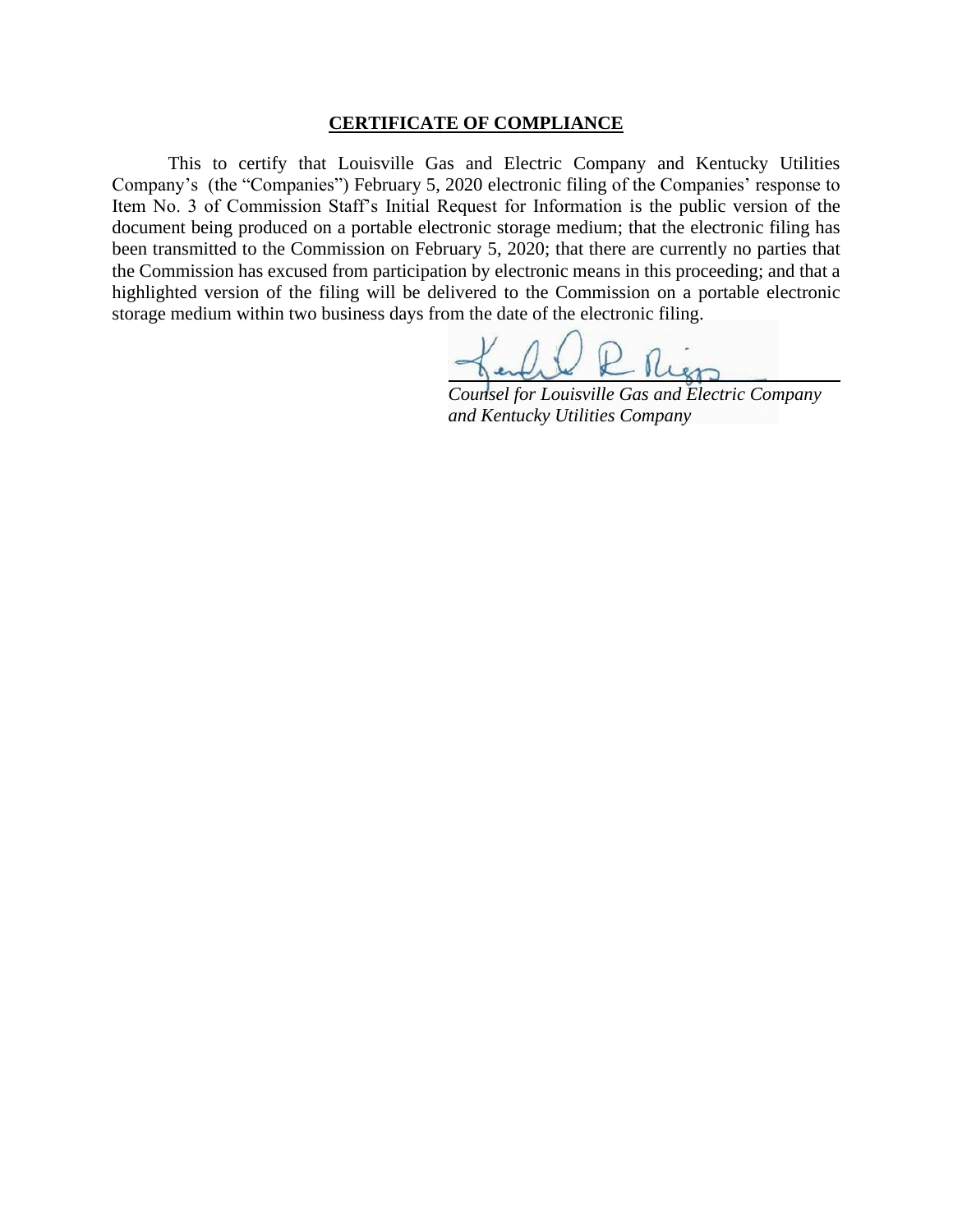## **CERTIFICATE OF COMPLIANCE**

This to certify that Louisville Gas and Electric Company and Kentucky Utilities Company's (the "Companies") February 5, 2020 electronic filing of the Companies' response to Item No. 3 of Commission Staff's Initial Request for Information is the public version of the document being produced on a portable electronic storage medium; that the electronic filing has been transmitted to the Commission on February 5, 2020; that there are currently no parties that the Commission has excused from participation by electronic means in this proceeding; and that a highlighted version of the filing will be delivered to the Commission on a portable electronic storage medium within two business days from the date of the electronic filing.

*Counsel for Louisville Gas and Electric Company and Kentucky Utilities Company*